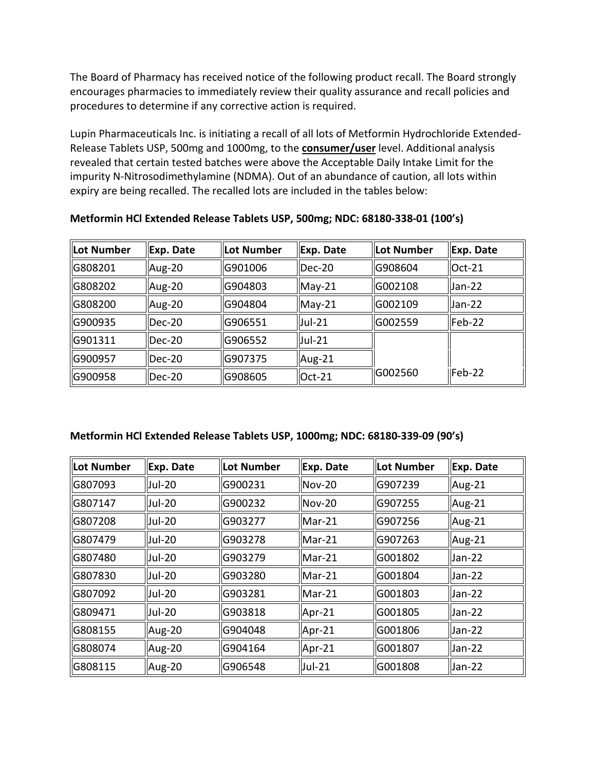The Board of Pharmacy has received notice of the following product recall. The Board strongly encourages pharmacies to immediately review their quality assurance and recall policies and procedures to determine if any corrective action is required.

Lupin Pharmaceuticals Inc. is initiating a recall of all lots of Metformin Hydrochloride Extended-Release Tablets USP, 500mg and 1000mg, to the **consumer/user** level. Additional analysis revealed that certain tested batches were above the Acceptable Daily Intake Limit for the impurity N-Nitrosodimethylamine (NDMA). Out of an abundance of caution, all lots within expiry are being recalled. The recalled lots are included in the tables below:

**Metformin HCl Extended Release Tablets USP, 500mg; NDC: 68180-338-01 (100's)**

| Lot Number | Exp. Date | Lot Number | Exp. Date | Lot Number | Exp. Date |
|---|---|---|---|---|---|
| G808201 | Aug-20 | G901006 | Dec-20 | G908604 | Oct-21 |
| G808202 | Aug-20 | G904803 | May-21 | G002108 | Jan-22 |
| G808200 | Aug-20 | G904804 | May-21 | G002109 | Jan-22 |
| G900935 | Dec-20 | G906551 | Jul-21 | G002559 | Feb-22 |
| G901311 | Dec-20 | G906552 | Jul-21 | | |
| G900957 | Dec-20 | G907375 | Aug-21 | | |
| G900958 | Dec-20 | G908605 | Oct-21 | G002560 | Feb-22 |

**Metformin HCl Extended Release Tablets USP, 1000mg; NDC: 68180-339-09 (90's)**

| Lot Number | Exp. Date | Lot Number | Exp. Date | Lot Number | Exp. Date |
|---|---|---|---|---|---|
| G807093 | Jul-20 | G900231 | Nov-20 | G907239 | Aug-21 |
| G807147 | Jul-20 | G900232 | Nov-20 | G907255 | Aug-21 |
| G807208 | Jul-20 | G903277 | Mar-21 | G907256 | Aug-21 |
| G807479 | Jul-20 | G903278 | Mar-21 | G907263 | Aug-21 |
| G807480 | Jul-20 | G903279 | Mar-21 | G001802 | Jan-22 |
| G807830 | Jul-20 | G903280 | Mar-21 | G001804 | Jan-22 |
| G807092 | Jul-20 | G903281 | Mar-21 | G001803 | Jan-22 |
| G809471 | Jul-20 | G903818 | Apr-21 | G001805 | Jan-22 |
| G808155 | Aug-20 | G904048 | Apr-21 | G001806 | Jan-22 |
| G808074 | Aug-20 | G904164 | Apr-21 | G001807 | Jan-22 |
| G808115 | Aug-20 | G906548 | Jul-21 | G001808 | Jan-22 |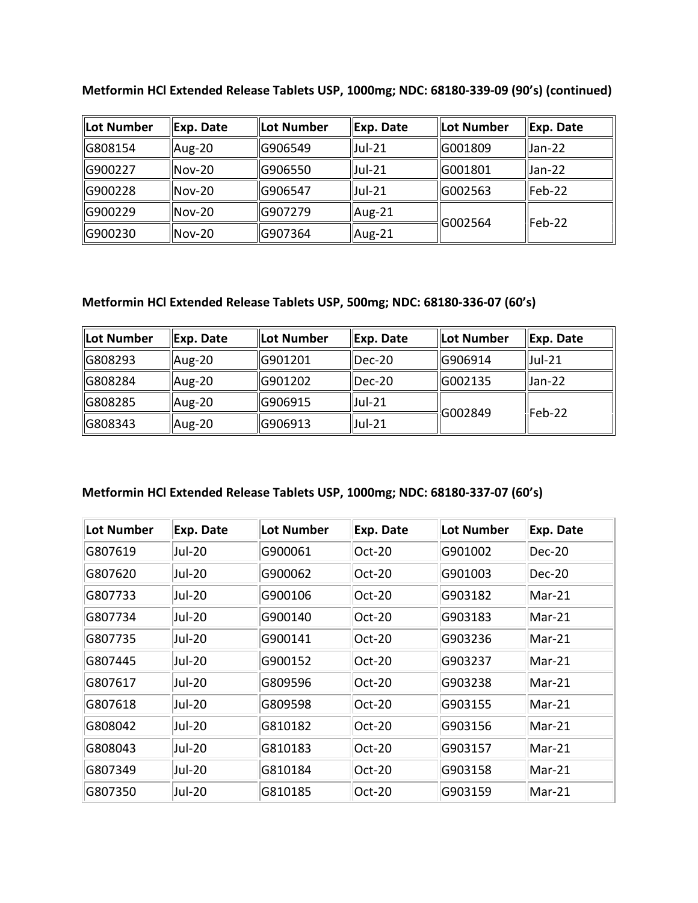**Metformin HCl Extended Release Tablets USP, 1000mg; NDC: 68180-339-09 (90's) (continued)**

| Lot Number | Exp. Date | Lot Number | Exp. Date | Lot Number | Exp. Date |
|---|---|---|---|---|---|
| G808154 | Aug-20 | G906549 | Jul-21 | G001809 | Jan-22 |
| G900227 | Nov-20 | G906550 | Jul-21 | G001801 | Jan-22 |
| G900228 | Nov-20 | G906547 | Jul-21 | G002563 | Feb-22 |
| G900229 | Nov-20 | G907279 | Aug-21 | G002564 | Feb-22 |
| G900230 | Nov-20 | G907364 | Aug-21 | | |

**Metformin HCl Extended Release Tablets USP, 500mg; NDC: 68180-336-07 (60's)**

| Lot Number | Exp. Date | Lot Number | Exp. Date | Lot Number | Exp. Date |
|---|---|---|---|---|---|
| G808293 | Aug-20 | G901201 | Dec-20 | G906914 | Jul-21 |
| G808284 | Aug-20 | G901202 | Dec-20 | G002135 | Jan-22 |
| G808285 | Aug-20 | G906915 | Jul-21 | G002849 | Feb-22 |
| G808343 | Aug-20 | G906913 | Jul-21 | | |

**Metformin HCl Extended Release Tablets USP, 1000mg; NDC: 68180-337-07 (60's)**

| Lot Number | Exp. Date | Lot Number | Exp. Date | Lot Number | Exp. Date |
|---|---|---|---|---|---|
| G807619 | Jul-20 | G900061 | Oct-20 | G901002 | Dec-20 |
| G807620 | Jul-20 | G900062 | Oct-20 | G901003 | Dec-20 |
| G807733 | Jul-20 | G900106 | Oct-20 | G903182 | Mar-21 |
| G807734 | Jul-20 | G900140 | Oct-20 | G903183 | Mar-21 |
| G807735 | Jul-20 | G900141 | Oct-20 | G903236 | Mar-21 |
| G807445 | Jul-20 | G900152 | Oct-20 | G903237 | Mar-21 |
| G807617 | Jul-20 | G809596 | Oct-20 | G903238 | Mar-21 |
| G807618 | Jul-20 | G809598 | Oct-20 | G903155 | Mar-21 |
| G808042 | Jul-20 | G810182 | Oct-20 | G903156 | Mar-21 |
| G808043 | Jul-20 | G810183 | Oct-20 | G903157 | Mar-21 |
| G807349 | Jul-20 | G810184 | Oct-20 | G903158 | Mar-21 |
| G807350 | Jul-20 | G810185 | Oct-20 | G903159 | Mar-21 |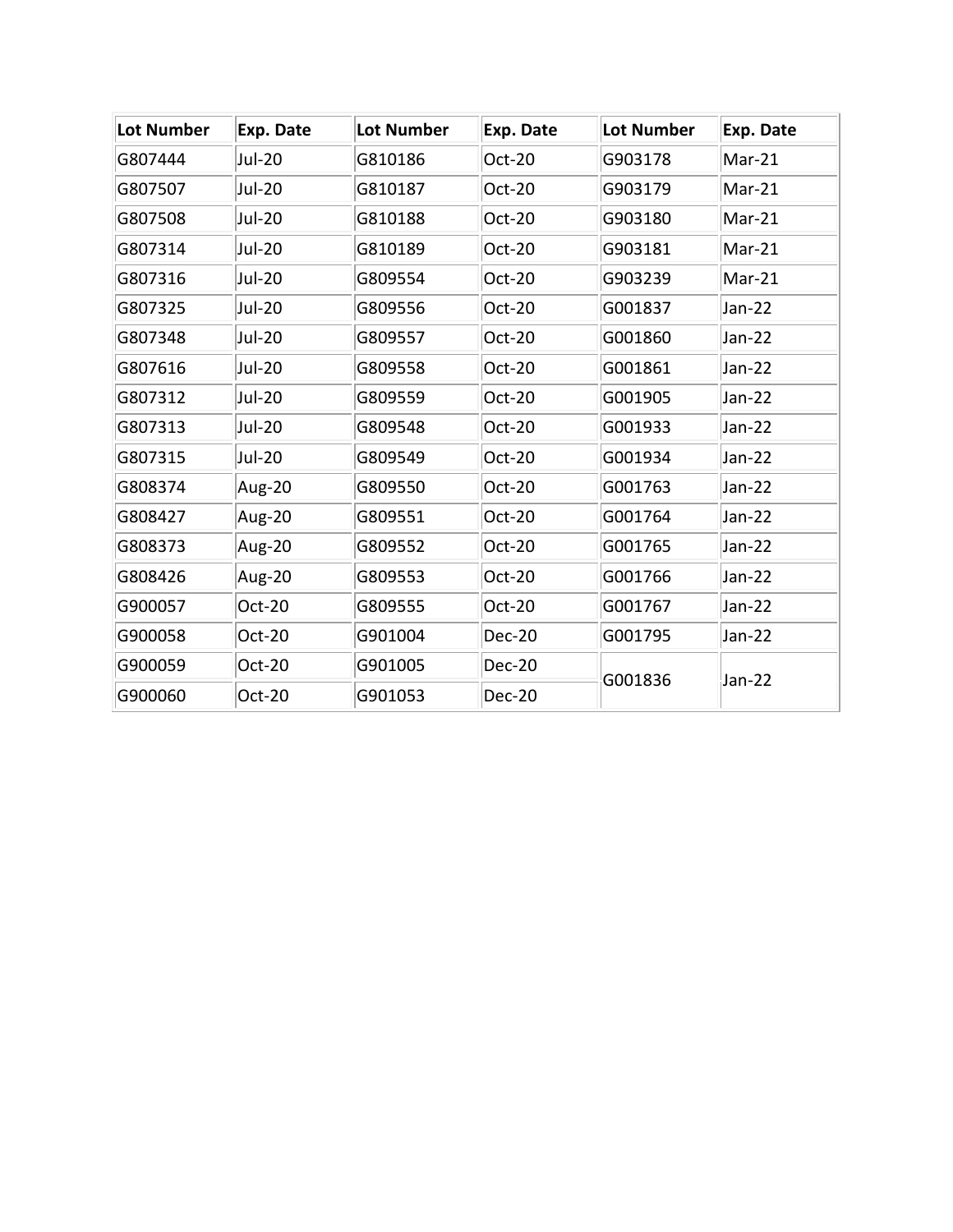| Lot Number | Exp. Date | Lot Number | Exp. Date | Lot Number | Exp. Date |
|---|---|---|---|---|---|
| G807444 | Jul-20 | G810186 | Oct-20 | G903178 | Mar-21 |
| G807507 | Jul-20 | G810187 | Oct-20 | G903179 | Mar-21 |
| G807508 | Jul-20 | G810188 | Oct-20 | G903180 | Mar-21 |
| G807314 | Jul-20 | G810189 | Oct-20 | G903181 | Mar-21 |
| G807316 | Jul-20 | G809554 | Oct-20 | G903239 | Mar-21 |
| G807325 | Jul-20 | G809556 | Oct-20 | G001837 | Jan-22 |
| G807348 | Jul-20 | G809557 | Oct-20 | G001860 | Jan-22 |
| G807616 | Jul-20 | G809558 | Oct-20 | G001861 | Jan-22 |
| G807312 | Jul-20 | G809559 | Oct-20 | G001905 | Jan-22 |
| G807313 | Jul-20 | G809548 | Oct-20 | G001933 | Jan-22 |
| G807315 | Jul-20 | G809549 | Oct-20 | G001934 | Jan-22 |
| G808374 | Aug-20 | G809550 | Oct-20 | G001763 | Jan-22 |
| G808427 | Aug-20 | G809551 | Oct-20 | G001764 | Jan-22 |
| G808373 | Aug-20 | G809552 | Oct-20 | G001765 | Jan-22 |
| G808426 | Aug-20 | G809553 | Oct-20 | G001766 | Jan-22 |
| G900057 | Oct-20 | G809555 | Oct-20 | G001767 | Jan-22 |
| G900058 | Oct-20 | G901004 | Dec-20 | G001795 | Jan-22 |
| G900059 | Oct-20 | G901005 | Dec-20 | G001836 | Jan-22 |
| G900060 | Oct-20 | G901053 | Dec-20 | | |